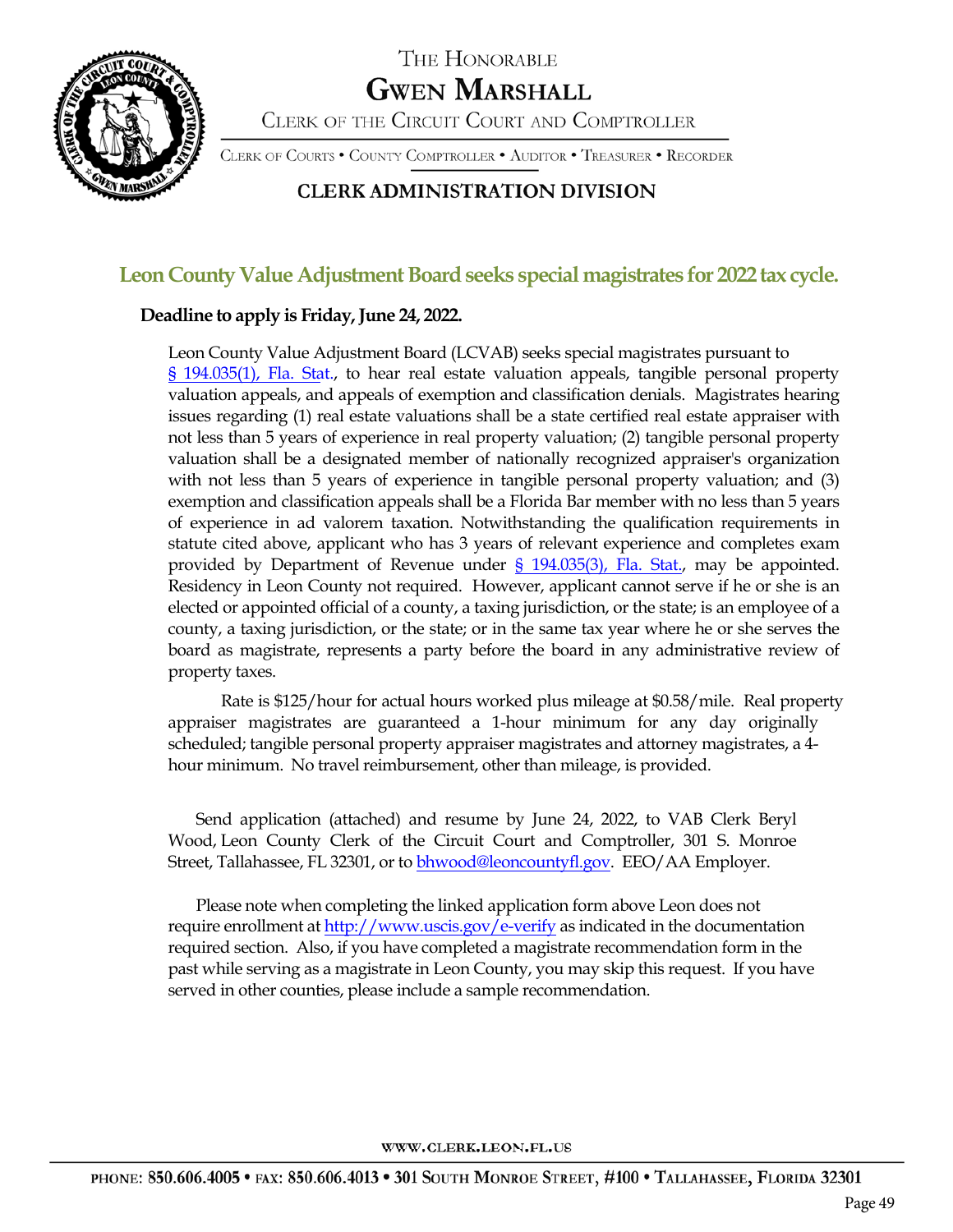# The Honorable Gwen Marshall

Clerk of the Circuit Court and Comptroller

Clerk of Courts • County Comptroller • Auditor • Treasurer • Recorder

## CLERK ADMINISTRATION DIVISION

## Leon County Value Adjustment Board seeks special magistrates for 2022 tax cycle.

**Deadline to apply is Friday, June 24, 2022.**

Leon County Value Adjustment Board (LCVAB) seeks special magistrates pursuant to [§ 194.035(1), Fla. Stat.](), to hear real estate valuation appeals, tangible personal property valuation appeals, and appeals of exemption and classification denials. Magistrates hearing issues regarding (1) real estate valuations shall be a state certified real estate appraiser with not less than 5 years of experience in real property valuation; (2) tangible personal property valuation shall be a designated member of nationally recognized appraiser's organization with not less than 5 years of experience in tangible personal property valuation; and (3) exemption and classification appeals shall be a Florida Bar member with no less than 5 years of experience in ad valorem taxation. Notwithstanding the qualification requirements in statute cited above, applicant who has 3 years of relevant experience and completes exam provided by Department of Revenue under [§ 194.035(3), Fla. Stat.](), may be appointed. Residency in Leon County not required. However, applicant cannot serve if he or she is an elected or appointed official of a county, a taxing jurisdiction, or the state; is an employee of a county, a taxing jurisdiction, or the state; or in the same tax year where he or she serves the board as magistrate, represents a party before the board in any administrative review of property taxes.

Rate is $125/hour for actual hours worked plus mileage at $0.58/mile. Real property appraiser magistrates are guaranteed a 1-hour minimum for any day originally scheduled; tangible personal property appraiser magistrates and attorney magistrates, a 4-hour minimum. No travel reimbursement, other than mileage, is provided.

Send application (attached) and resume by June 24, 2022, to VAB Clerk Beryl Wood, Leon County Clerk of the Circuit Court and Comptroller, 301 S. Monroe Street, Tallahassee, FL 32301, or to bhwood@leoncountyfl.gov. EEO/AA Employer.

Please note when completing the linked application form above Leon does not require enrollment at http://www.uscis.gov/e-verify as indicated in the documentation required section. Also, if you have completed a magistrate recommendation form in the past while serving as a magistrate in Leon County, you may skip this request. If you have served in other counties, please include a sample recommendation.

www.clerk.leon.fl.us

phone: 850.606.4005 • fax: 850.606.4013 • 301 South Monroe Street, #100 • Tallahassee, Florida 32301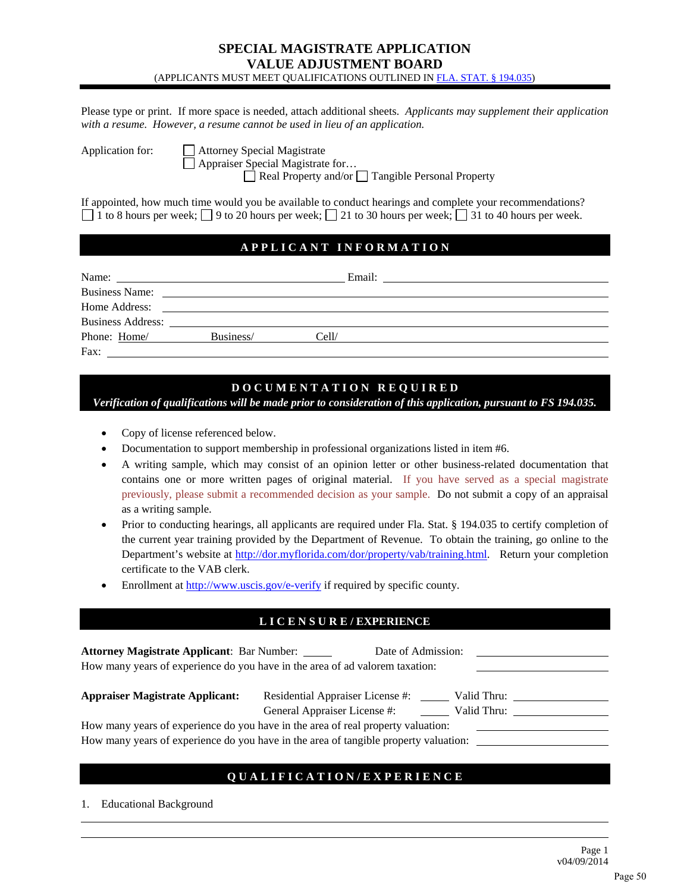# SPECIAL MAGISTRATE APPLICATION
# VALUE ADJUSTMENT BOARD

(APPLICANTS MUST MEET QUALIFICATIONS OUTLINED IN [FLA. STAT. § 194.035](#))

Please type or print. If more space is needed, attach additional sheets. *Applicants may supplement their application with a resume. However, a resume cannot be used in lieu of an application.*

Application for:
- ☐ Attorney Special Magistrate
- ☐ Appraiser Special Magistrate for…
  - ☐ Real Property and/or ☐ Tangible Personal Property

If appointed, how much time would you be available to conduct hearings and complete your recommendations?
☐ 1 to 8 hours per week; ☐ 9 to 20 hours per week; ☐ 21 to 30 hours per week; ☐ 31 to 40 hours per week.

## APPLICANT INFORMATION

Name: ______________________ Email: ______________________

Business Name: ______________________

Home Address: ______________________

Business Address: ______________________

Phone: Home/ __________ Business/ __________ Cell/ __________

Fax: ______________________

## DOCUMENTATION REQUIRED

***Verification of qualifications will be made prior to consideration of this application, pursuant to FS 194.035.***

- Copy of license referenced below.
- Documentation to support membership in professional organizations listed in item #6.
- A writing sample, which may consist of an opinion letter or other business-related documentation that contains one or more written pages of original material. If you have served as a special magistrate previously, please submit a recommended decision as your sample. Do not submit a copy of an appraisal as a writing sample.
- Prior to conducting hearings, all applicants are required under Fla. Stat. § 194.035 to certify completion of the current year training provided by the Department of Revenue. To obtain the training, go online to the Department's website at http://dor.myflorida.com/dor/property/vab/training.html. Return your completion certificate to the VAB clerk.
- Enrollment at http://www.uscis.gov/e-verify if required by specific county.

## LICENSURE / EXPERIENCE

**Attorney Magistrate Applicant**: Bar Number: _____ Date of Admission: __________

How many years of experience do you have in the area of ad valorem taxation: __________

**Appraiser Magistrate Applicant:** Residential Appraiser License #: _____ Valid Thru: __________

General Appraiser License #: _____ Valid Thru: __________

How many years of experience do you have in the area of real property valuation: __________

How many years of experience do you have in the area of tangible property valuation: __________

## QUALIFICATION/EXPERIENCE

1. Educational Background

______________________

______________________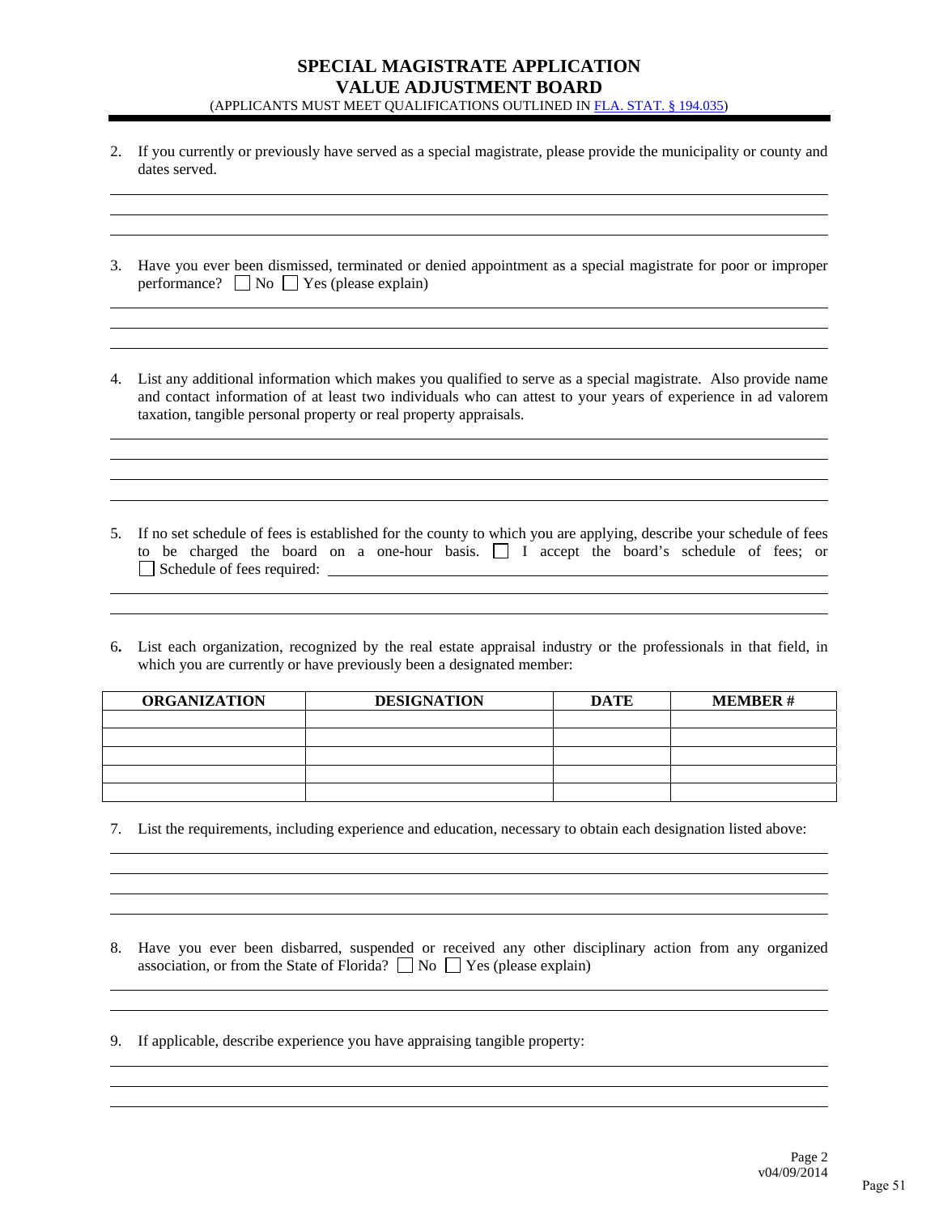# SPECIAL MAGISTRATE APPLICATION
# VALUE ADJUSTMENT BOARD

(APPLICANTS MUST MEET QUALIFICATIONS OUTLINED IN [FLA. STAT. § 194.035])

2. If you currently or previously have served as a special magistrate, please provide the municipality or county and dates served.

______________________________________________________________________

______________________________________________________________________

______________________________________________________________________

3. Have you ever been dismissed, terminated or denied appointment as a special magistrate for poor or improper performance? ☐ No ☐ Yes (please explain)

______________________________________________________________________

______________________________________________________________________

______________________________________________________________________

4. List any additional information which makes you qualified to serve as a special magistrate. Also provide name and contact information of at least two individuals who can attest to your years of experience in ad valorem taxation, tangible personal property or real property appraisals.

______________________________________________________________________

______________________________________________________________________

______________________________________________________________________

______________________________________________________________________

5. If no set schedule of fees is established for the county to which you are applying, describe your schedule of fees to be charged the board on a one-hour basis. ☐ I accept the board's schedule of fees; or ☐ Schedule of fees required: ____________________________________________

______________________________________________________________________

______________________________________________________________________

6. List each organization, recognized by the real estate appraisal industry or the professionals in that field, in which you are currently or have previously been a designated member:

| ORGANIZATION | DESIGNATION | DATE | MEMBER # |
|---|---|---|---|
| | | | |
| | | | |
| | | | |
| | | | |
| | | | |

7. List the requirements, including experience and education, necessary to obtain each designation listed above:

______________________________________________________________________

______________________________________________________________________

______________________________________________________________________

______________________________________________________________________

8. Have you ever been disbarred, suspended or received any other disciplinary action from any organized association, or from the State of Florida? ☐ No ☐ Yes (please explain)

______________________________________________________________________

______________________________________________________________________

9. If applicable, describe experience you have appraising tangible property:

______________________________________________________________________

______________________________________________________________________

______________________________________________________________________

v04/09/2014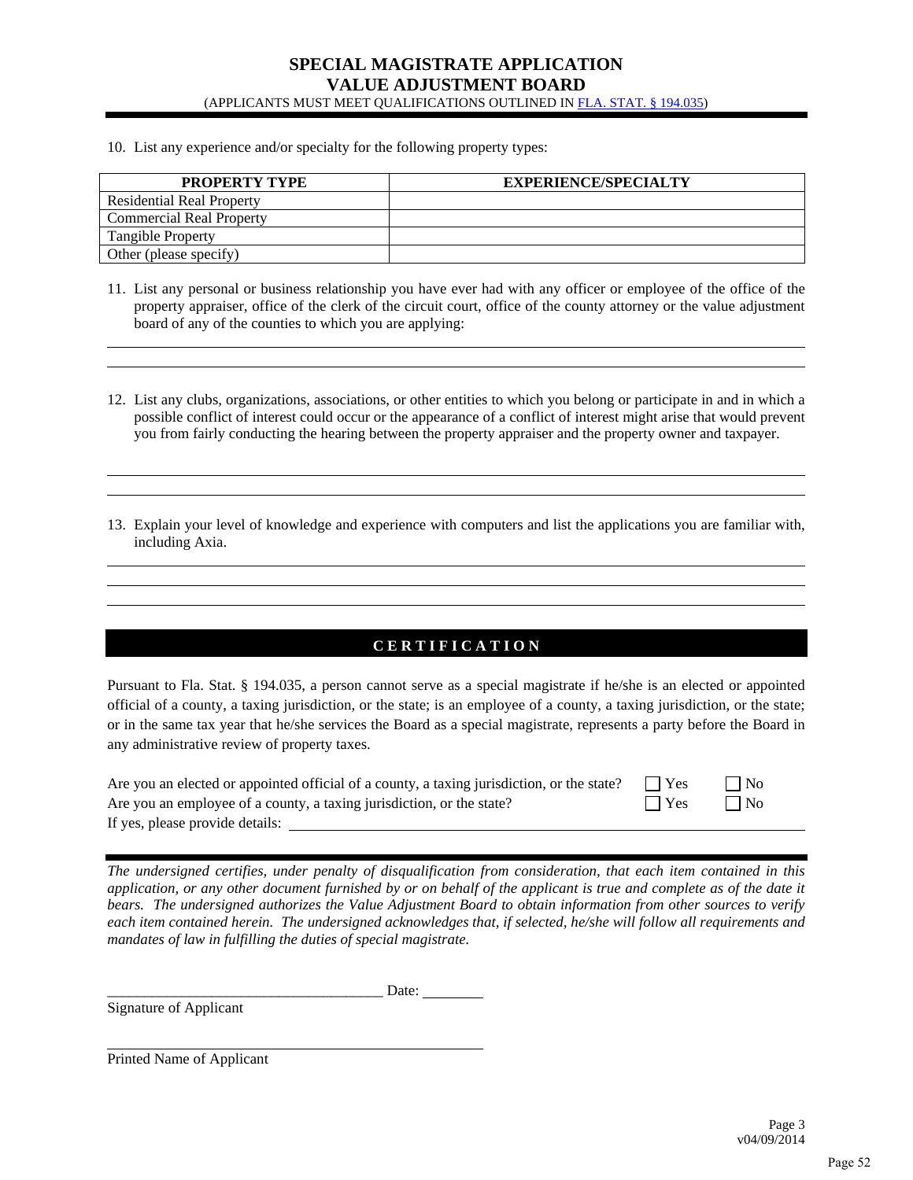# SPECIAL MAGISTRATE APPLICATION
# VALUE ADJUSTMENT BOARD

(APPLICANTS MUST MEET QUALIFICATIONS OUTLINED IN FLA. STAT. § 194.035)

10. List any experience and/or specialty for the following property types:

| PROPERTY TYPE | EXPERIENCE/SPECIALTY |
|---|---|
| Residential Real Property | |
| Commercial Real Property | |
| Tangible Property | |
| Other (please specify) | |

11. List any personal or business relationship you have ever had with any officer or employee of the office of the property appraiser, office of the clerk of the circuit court, office of the county attorney or the value adjustment board of any of the counties to which you are applying:

12. List any clubs, organizations, associations, or other entities to which you belong or participate in and in which a possible conflict of interest could occur or the appearance of a conflict of interest might arise that would prevent you from fairly conducting the hearing between the property appraiser and the property owner and taxpayer.

13. Explain your level of knowledge and experience with computers and list the applications you are familiar with, including Axia.

## CERTIFICATION

Pursuant to Fla. Stat. § 194.035, a person cannot serve as a special magistrate if he/she is an elected or appointed official of a county, a taxing jurisdiction, or the state; is an employee of a county, a taxing jurisdiction, or the state; or in the same tax year that he/she services the Board as a special magistrate, represents a party before the Board in any administrative review of property taxes.

Are you an elected or appointed official of a county, a taxing jurisdiction, or the state? ☐ Yes ☐ No

Are you an employee of a county, a taxing jurisdiction, or the state? ☐ Yes ☐ No

If yes, please provide details: ____________________

*The undersigned certifies, under penalty of disqualification from consideration, that each item contained in this application, or any other document furnished by or on behalf of the applicant is true and complete as of the date it bears. The undersigned authorizes the Value Adjustment Board to obtain information from other sources to verify each item contained herein. The undersigned acknowledges that, if selected, he/she will follow all requirements and mandates of law in fulfilling the duties of special magistrate.*

____________________________________ Date: ________

Signature of Applicant

____________________________________

Printed Name of Applicant

v04/09/2014